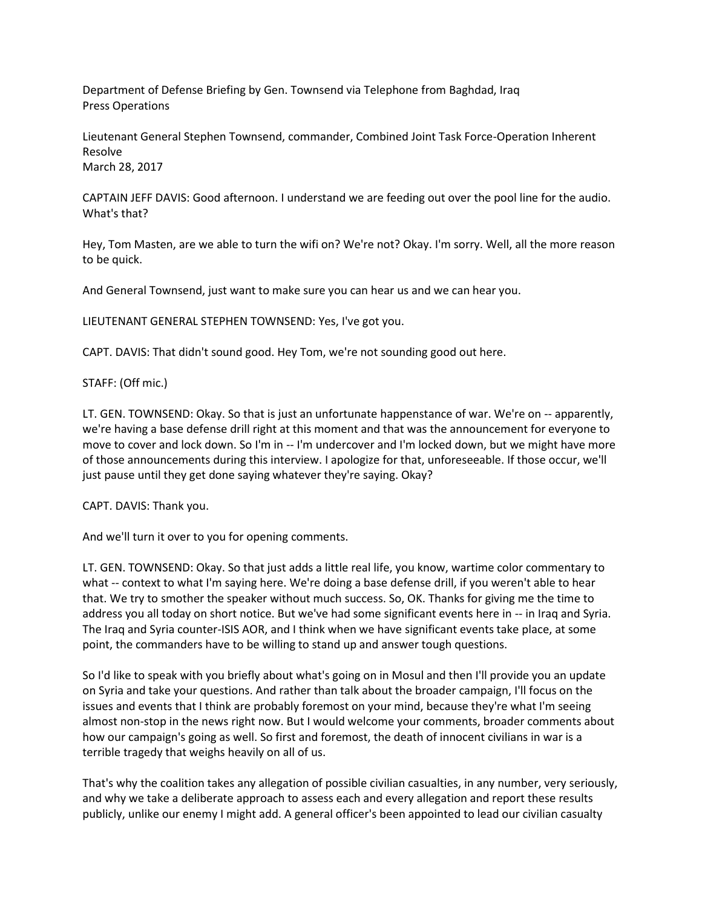Department of Defense Briefing by Gen. Townsend via Telephone from Baghdad, Iraq
Press Operations

Lieutenant General Stephen Townsend, commander, Combined Joint Task Force-Operation Inherent Resolve
March 28, 2017

CAPTAIN JEFF DAVIS: Good afternoon. I understand we are feeding out over the pool line for the audio. What's that?

Hey, Tom Masten, are we able to turn the wifi on? We're not? Okay. I'm sorry. Well, all the more reason to be quick.

And General Townsend, just want to make sure you can hear us and we can hear you.

LIEUTENANT GENERAL STEPHEN TOWNSEND: Yes, I've got you.

CAPT. DAVIS: That didn't sound good. Hey Tom, we're not sounding good out here.

STAFF: (Off mic.)

LT. GEN. TOWNSEND: Okay. So that is just an unfortunate happenstance of war. We're on -- apparently, we're having a base defense drill right at this moment and that was the announcement for everyone to move to cover and lock down. So I'm in -- I'm undercover and I'm locked down, but we might have more of those announcements during this interview. I apologize for that, unforeseeable. If those occur, we'll just pause until they get done saying whatever they're saying. Okay?

CAPT. DAVIS: Thank you.

And we'll turn it over to you for opening comments.

LT. GEN. TOWNSEND: Okay. So that just adds a little real life, you know, wartime color commentary to what -- context to what I'm saying here. We're doing a base defense drill, if you weren't able to hear that. We try to smother the speaker without much success. So, OK. Thanks for giving me the time to address you all today on short notice. But we've had some significant events here in -- in Iraq and Syria. The Iraq and Syria counter-ISIS AOR, and I think when we have significant events take place, at some point, the commanders have to be willing to stand up and answer tough questions.

So I'd like to speak with you briefly about what's going on in Mosul and then I'll provide you an update on Syria and take your questions. And rather than talk about the broader campaign, I'll focus on the issues and events that I think are probably foremost on your mind, because they're what I'm seeing almost non-stop in the news right now. But I would welcome your comments, broader comments about how our campaign's going as well. So first and foremost, the death of innocent civilians in war is a terrible tragedy that weighs heavily on all of us.

That's why the coalition takes any allegation of possible civilian casualties, in any number, very seriously, and why we take a deliberate approach to assess each and every allegation and report these results publicly, unlike our enemy I might add. A general officer's been appointed to lead our civilian casualty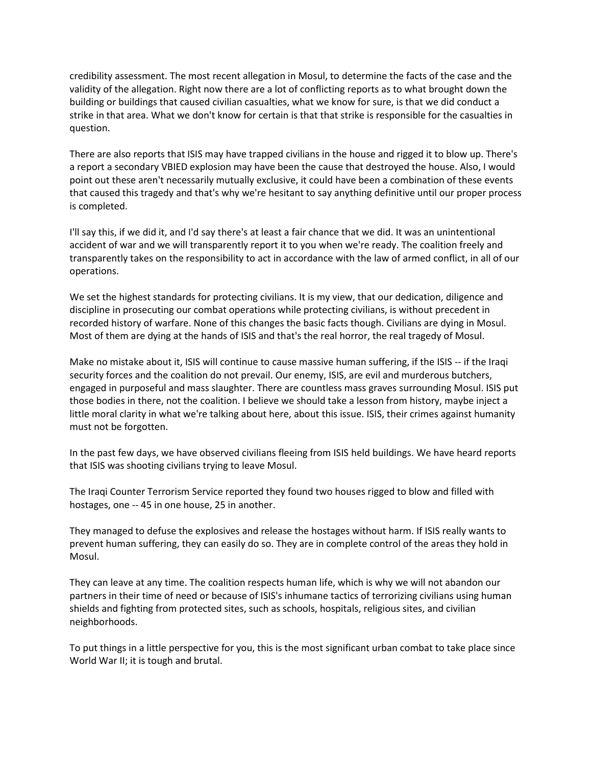credibility assessment. The most recent allegation in Mosul, to determine the facts of the case and the validity of the allegation. Right now there are a lot of conflicting reports as to what brought down the building or buildings that caused civilian casualties, what we know for sure, is that we did conduct a strike in that area. What we don't know for certain is that that strike is responsible for the casualties in question.

There are also reports that ISIS may have trapped civilians in the house and rigged it to blow up. There's a report a secondary VBIED explosion may have been the cause that destroyed the house. Also, I would point out these aren't necessarily mutually exclusive, it could have been a combination of these events that caused this tragedy and that's why we're hesitant to say anything definitive until our proper process is completed.

I'll say this, if we did it, and I'd say there's at least a fair chance that we did. It was an unintentional accident of war and we will transparently report it to you when we're ready. The coalition freely and transparently takes on the responsibility to act in accordance with the law of armed conflict, in all of our operations.

We set the highest standards for protecting civilians. It is my view, that our dedication, diligence and discipline in prosecuting our combat operations while protecting civilians, is without precedent in recorded history of warfare. None of this changes the basic facts though. Civilians are dying in Mosul. Most of them are dying at the hands of ISIS and that's the real horror, the real tragedy of Mosul.

Make no mistake about it, ISIS will continue to cause massive human suffering, if the ISIS -- if the Iraqi security forces and the coalition do not prevail. Our enemy, ISIS, are evil and murderous butchers, engaged in purposeful and mass slaughter. There are countless mass graves surrounding Mosul. ISIS put those bodies in there, not the coalition. I believe we should take a lesson from history, maybe inject a little moral clarity in what we're talking about here, about this issue. ISIS, their crimes against humanity must not be forgotten.

In the past few days, we have observed civilians fleeing from ISIS held buildings. We have heard reports that ISIS was shooting civilians trying to leave Mosul.

The Iraqi Counter Terrorism Service reported they found two houses rigged to blow and filled with hostages, one -- 45 in one house, 25 in another.

They managed to defuse the explosives and release the hostages without harm. If ISIS really wants to prevent human suffering, they can easily do so. They are in complete control of the areas they hold in Mosul.

They can leave at any time. The coalition respects human life, which is why we will not abandon our partners in their time of need or because of ISIS's inhumane tactics of terrorizing civilians using human shields and fighting from protected sites, such as schools, hospitals, religious sites, and civilian neighborhoods.

To put things in a little perspective for you, this is the most significant urban combat to take place since World War II; it is tough and brutal.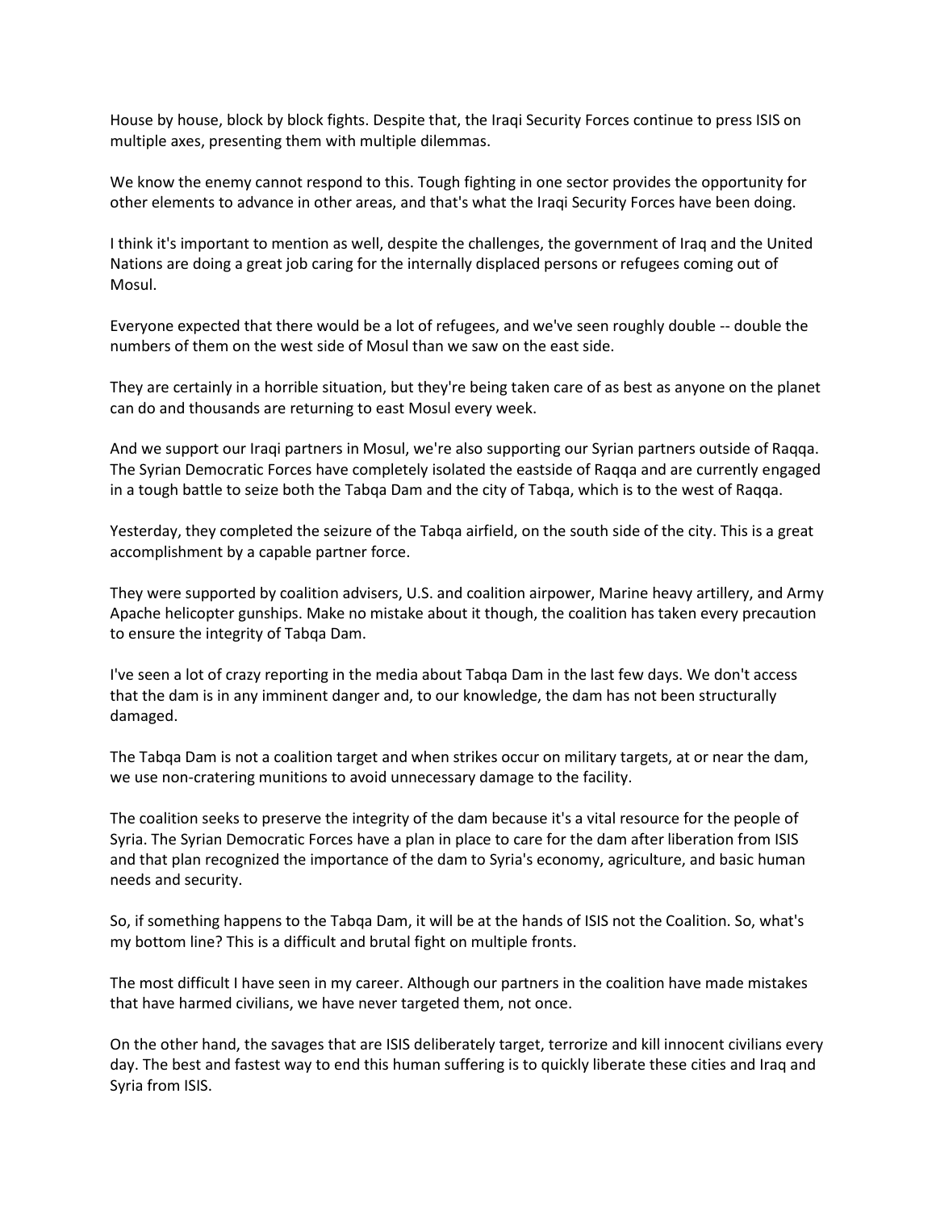House by house, block by block fights. Despite that, the Iraqi Security Forces continue to press ISIS on multiple axes, presenting them with multiple dilemmas.

We know the enemy cannot respond to this. Tough fighting in one sector provides the opportunity for other elements to advance in other areas, and that's what the Iraqi Security Forces have been doing.

I think it's important to mention as well, despite the challenges, the government of Iraq and the United Nations are doing a great job caring for the internally displaced persons or refugees coming out of Mosul.

Everyone expected that there would be a lot of refugees, and we've seen roughly double -- double the numbers of them on the west side of Mosul than we saw on the east side.

They are certainly in a horrible situation, but they're being taken care of as best as anyone on the planet can do and thousands are returning to east Mosul every week.

And we support our Iraqi partners in Mosul, we're also supporting our Syrian partners outside of Raqqa. The Syrian Democratic Forces have completely isolated the eastside of Raqqa and are currently engaged in a tough battle to seize both the Tabqa Dam and the city of Tabqa, which is to the west of Raqqa.

Yesterday, they completed the seizure of the Tabqa airfield, on the south side of the city. This is a great accomplishment by a capable partner force.

They were supported by coalition advisers, U.S. and coalition airpower, Marine heavy artillery, and Army Apache helicopter gunships. Make no mistake about it though, the coalition has taken every precaution to ensure the integrity of Tabqa Dam.

I've seen a lot of crazy reporting in the media about Tabqa Dam in the last few days. We don't access that the dam is in any imminent danger and, to our knowledge, the dam has not been structurally damaged.

The Tabqa Dam is not a coalition target and when strikes occur on military targets, at or near the dam, we use non-cratering munitions to avoid unnecessary damage to the facility.

The coalition seeks to preserve the integrity of the dam because it's a vital resource for the people of Syria. The Syrian Democratic Forces have a plan in place to care for the dam after liberation from ISIS and that plan recognized the importance of the dam to Syria's economy, agriculture, and basic human needs and security.

So, if something happens to the Tabqa Dam, it will be at the hands of ISIS not the Coalition. So, what's my bottom line? This is a difficult and brutal fight on multiple fronts.

The most difficult I have seen in my career. Although our partners in the coalition have made mistakes that have harmed civilians, we have never targeted them, not once.

On the other hand, the savages that are ISIS deliberately target, terrorize and kill innocent civilians every day. The best and fastest way to end this human suffering is to quickly liberate these cities and Iraq and Syria from ISIS.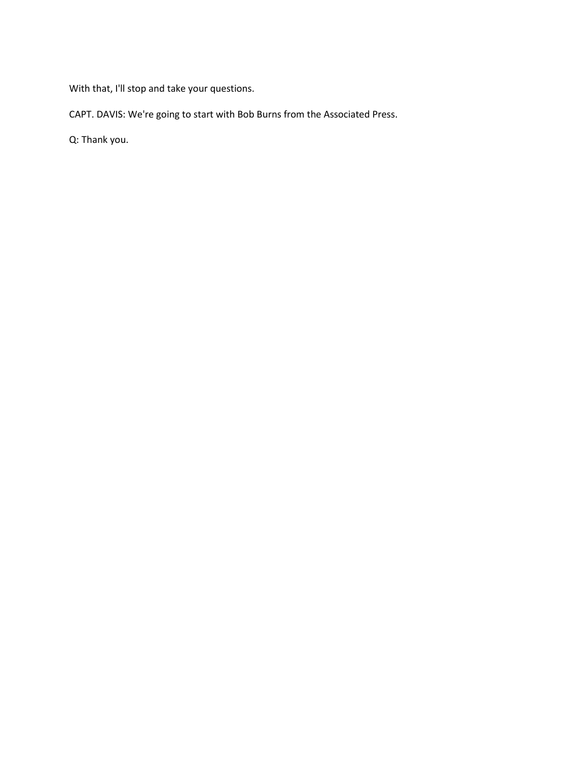With that, I'll stop and take your questions.

CAPT. DAVIS: We're going to start with Bob Burns from the Associated Press.

Q: Thank you.